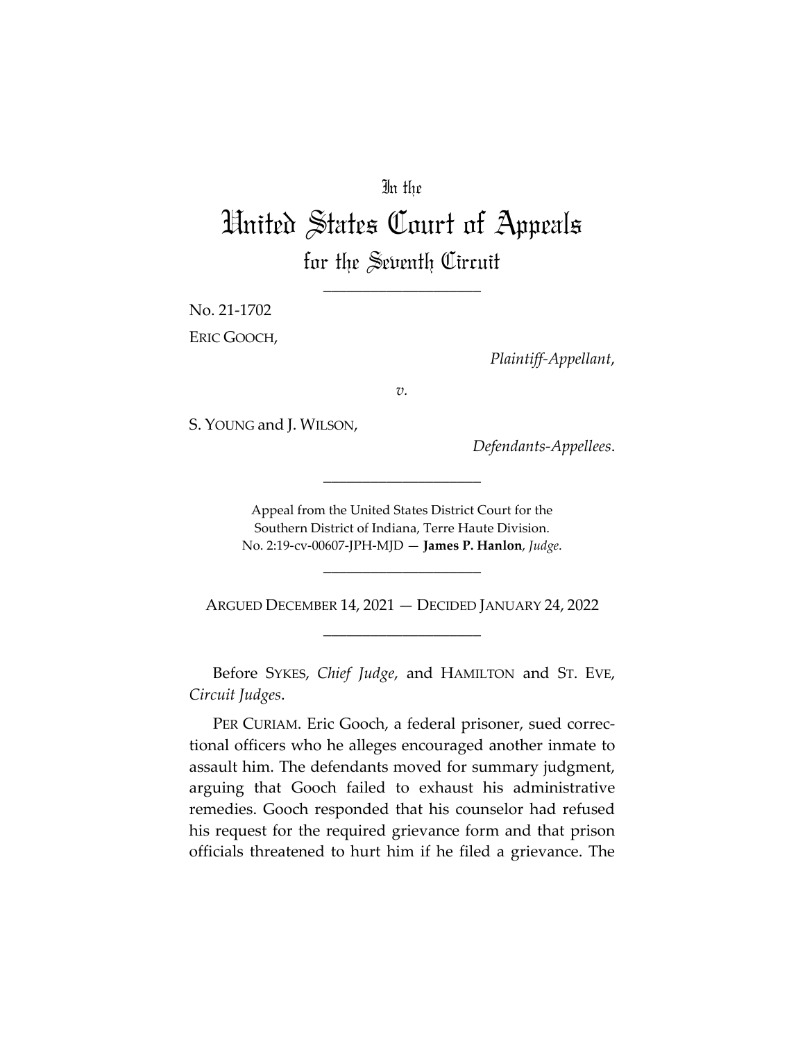In the

# United States Court of Appeals

## for the Seventh Circuit

---

No. 21-1702

ERIC GOOCH,

*Plaintiff-Appellant*,

*v.*

S. YOUNG and J. WILSON,

*Defendants-Appellees*.

---

Appeal from the United States District Court for the Southern District of Indiana, Terre Haute Division.
No. 2:19-cv-00607-JPH-MJD — **James P. Hanlon**, *Judge*.

---

ARGUED DECEMBER 14, 2021 — DECIDED JANUARY 24, 2022

---

Before SYKES, *Chief Judge*, and HAMILTON and ST. EVE, *Circuit Judges*.

PER CURIAM. Eric Gooch, a federal prisoner, sued correctional officers who he alleges encouraged another inmate to assault him. The defendants moved for summary judgment, arguing that Gooch failed to exhaust his administrative remedies. Gooch responded that his counselor had refused his request for the required grievance form and that prison officials threatened to hurt him if he filed a grievance. The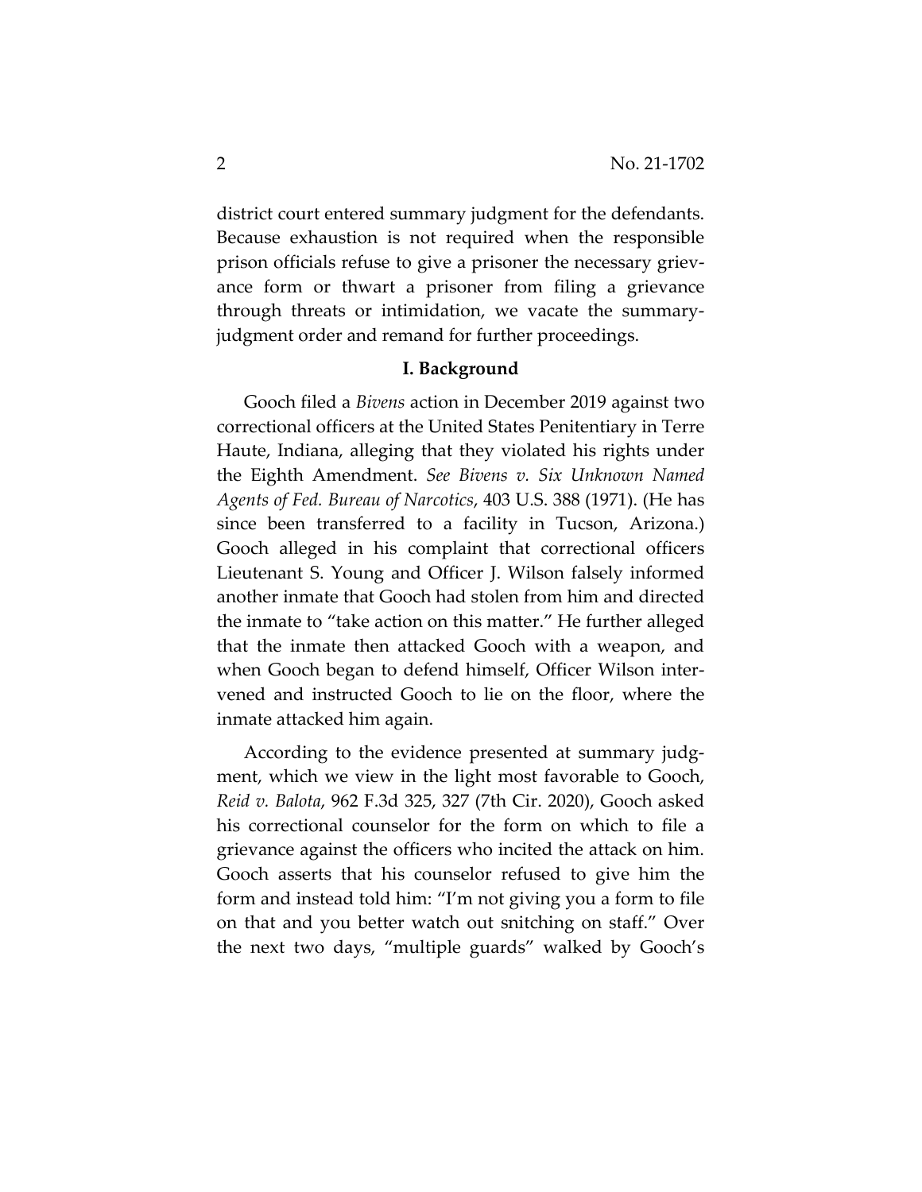district court entered summary judgment for the defendants. Because exhaustion is not required when the responsible prison officials refuse to give a prisoner the necessary grievance form or thwart a prisoner from filing a grievance through threats or intimidation, we vacate the summary-judgment order and remand for further proceedings.

## I. Background

Gooch filed a *Bivens* action in December 2019 against two correctional officers at the United States Penitentiary in Terre Haute, Indiana, alleging that they violated his rights under the Eighth Amendment. *See Bivens v. Six Unknown Named Agents of Fed. Bureau of Narcotics*, 403 U.S. 388 (1971). (He has since been transferred to a facility in Tucson, Arizona.) Gooch alleged in his complaint that correctional officers Lieutenant S. Young and Officer J. Wilson falsely informed another inmate that Gooch had stolen from him and directed the inmate to "take action on this matter." He further alleged that the inmate then attacked Gooch with a weapon, and when Gooch began to defend himself, Officer Wilson intervened and instructed Gooch to lie on the floor, where the inmate attacked him again.

According to the evidence presented at summary judgment, which we view in the light most favorable to Gooch, *Reid v. Balota*, 962 F.3d 325, 327 (7th Cir. 2020), Gooch asked his correctional counselor for the form on which to file a grievance against the officers who incited the attack on him. Gooch asserts that his counselor refused to give him the form and instead told him: "I'm not giving you a form to file on that and you better watch out snitching on staff." Over the next two days, "multiple guards" walked by Gooch's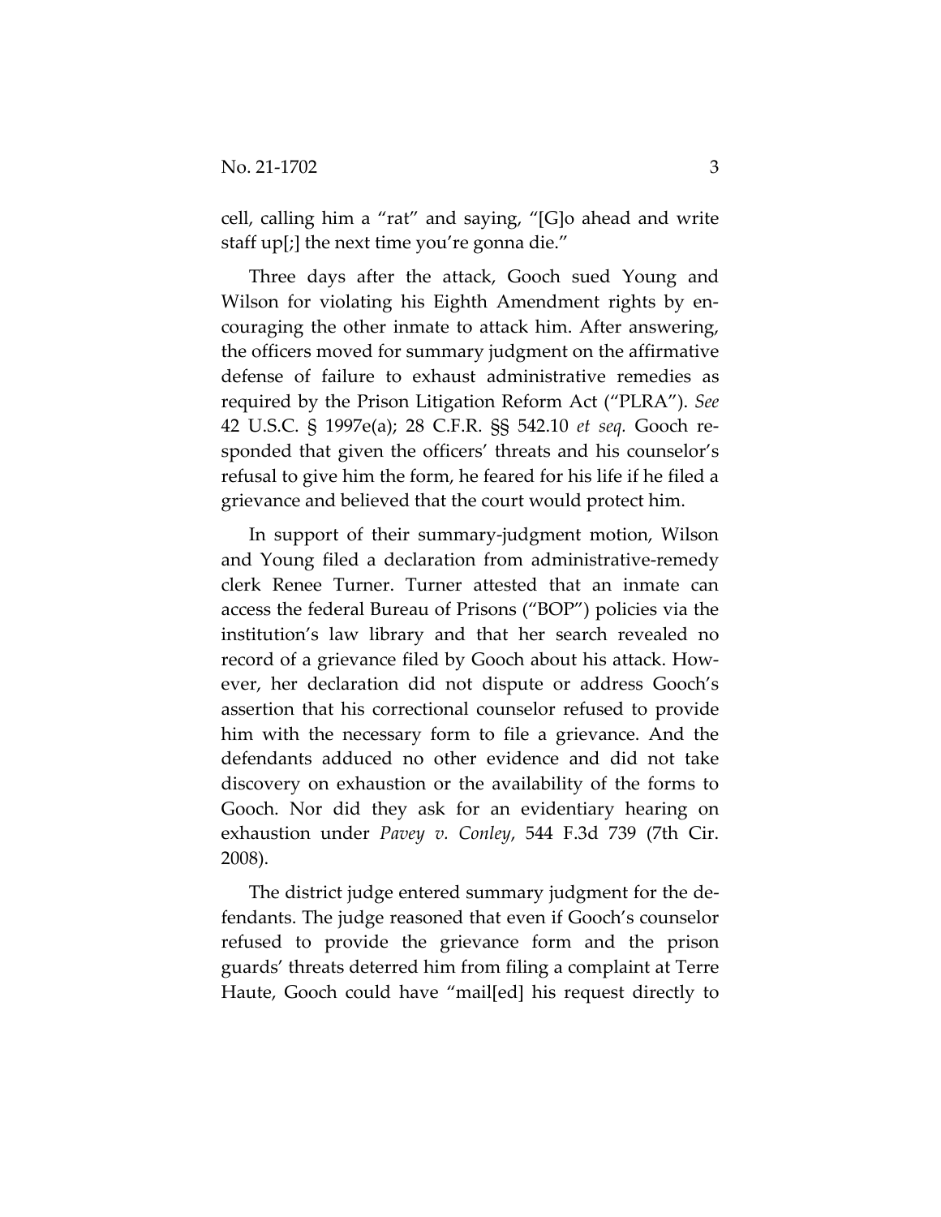cell, calling him a "rat" and saying, "[G]o ahead and write staff up[;] the next time you're gonna die."

Three days after the attack, Gooch sued Young and Wilson for violating his Eighth Amendment rights by encouraging the other inmate to attack him. After answering, the officers moved for summary judgment on the affirmative defense of failure to exhaust administrative remedies as required by the Prison Litigation Reform Act ("PLRA"). *See* 42 U.S.C. § 1997e(a); 28 C.F.R. §§ 542.10 *et seq.* Gooch responded that given the officers' threats and his counselor's refusal to give him the form, he feared for his life if he filed a grievance and believed that the court would protect him.

In support of their summary-judgment motion, Wilson and Young filed a declaration from administrative-remedy clerk Renee Turner. Turner attested that an inmate can access the federal Bureau of Prisons ("BOP") policies via the institution's law library and that her search revealed no record of a grievance filed by Gooch about his attack. However, her declaration did not dispute or address Gooch's assertion that his correctional counselor refused to provide him with the necessary form to file a grievance. And the defendants adduced no other evidence and did not take discovery on exhaustion or the availability of the forms to Gooch. Nor did they ask for an evidentiary hearing on exhaustion under *Pavey v. Conley*, 544 F.3d 739 (7th Cir. 2008).

The district judge entered summary judgment for the defendants. The judge reasoned that even if Gooch's counselor refused to provide the grievance form and the prison guards' threats deterred him from filing a complaint at Terre Haute, Gooch could have "mail[ed] his request directly to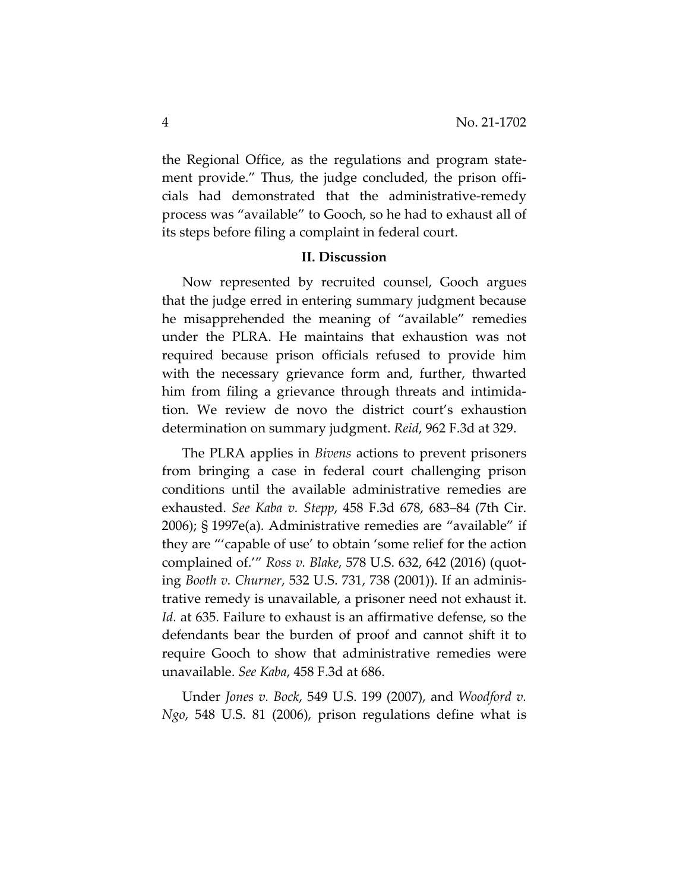the Regional Office, as the regulations and program statement provide." Thus, the judge concluded, the prison officials had demonstrated that the administrative-remedy process was "available" to Gooch, so he had to exhaust all of its steps before filing a complaint in federal court.

## II. Discussion

Now represented by recruited counsel, Gooch argues that the judge erred in entering summary judgment because he misapprehended the meaning of "available" remedies under the PLRA. He maintains that exhaustion was not required because prison officials refused to provide him with the necessary grievance form and, further, thwarted him from filing a grievance through threats and intimidation. We review de novo the district court's exhaustion determination on summary judgment. *Reid*, 962 F.3d at 329.

The PLRA applies in *Bivens* actions to prevent prisoners from bringing a case in federal court challenging prison conditions until the available administrative remedies are exhausted. *See Kaba v. Stepp*, 458 F.3d 678, 683–84 (7th Cir. 2006); § 1997e(a). Administrative remedies are "available" if they are "'capable of use' to obtain 'some relief for the action complained of.'" *Ross v. Blake*, 578 U.S. 632, 642 (2016) (quoting *Booth v. Churner*, 532 U.S. 731, 738 (2001)). If an administrative remedy is unavailable, a prisoner need not exhaust it. *Id.* at 635. Failure to exhaust is an affirmative defense, so the defendants bear the burden of proof and cannot shift it to require Gooch to show that administrative remedies were unavailable. *See Kaba*, 458 F.3d at 686.

Under *Jones v. Bock*, 549 U.S. 199 (2007), and *Woodford v. Ngo*, 548 U.S. 81 (2006), prison regulations define what is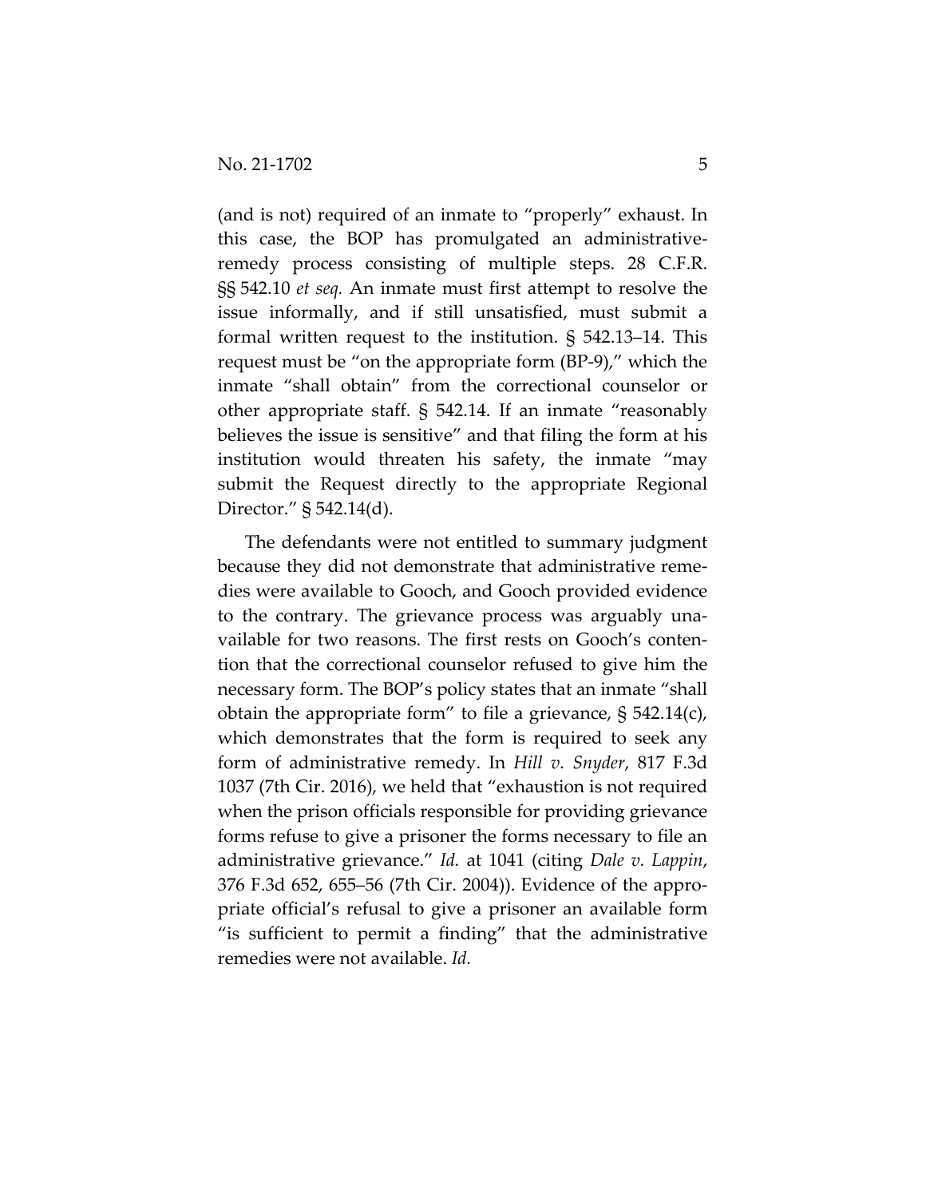(and is not) required of an inmate to "properly" exhaust. In this case, the BOP has promulgated an administrative-remedy process consisting of multiple steps. 28 C.F.R. §§ 542.10 *et seq.* An inmate must first attempt to resolve the issue informally, and if still unsatisfied, must submit a formal written request to the institution. § 542.13–14. This request must be "on the appropriate form (BP-9)," which the inmate "shall obtain" from the correctional counselor or other appropriate staff. § 542.14. If an inmate "reasonably believes the issue is sensitive" and that filing the form at his institution would threaten his safety, the inmate "may submit the Request directly to the appropriate Regional Director." § 542.14(d).

The defendants were not entitled to summary judgment because they did not demonstrate that administrative remedies were available to Gooch, and Gooch provided evidence to the contrary. The grievance process was arguably unavailable for two reasons. The first rests on Gooch's contention that the correctional counselor refused to give him the necessary form. The BOP's policy states that an inmate "shall obtain the appropriate form" to file a grievance, § 542.14(c), which demonstrates that the form is required to seek any form of administrative remedy. In *Hill v. Snyder*, 817 F.3d 1037 (7th Cir. 2016), we held that "exhaustion is not required when the prison officials responsible for providing grievance forms refuse to give a prisoner the forms necessary to file an administrative grievance." *Id.* at 1041 (citing *Dale v. Lappin*, 376 F.3d 652, 655–56 (7th Cir. 2004)). Evidence of the appropriate official's refusal to give a prisoner an available form "is sufficient to permit a finding" that the administrative remedies were not available. *Id.*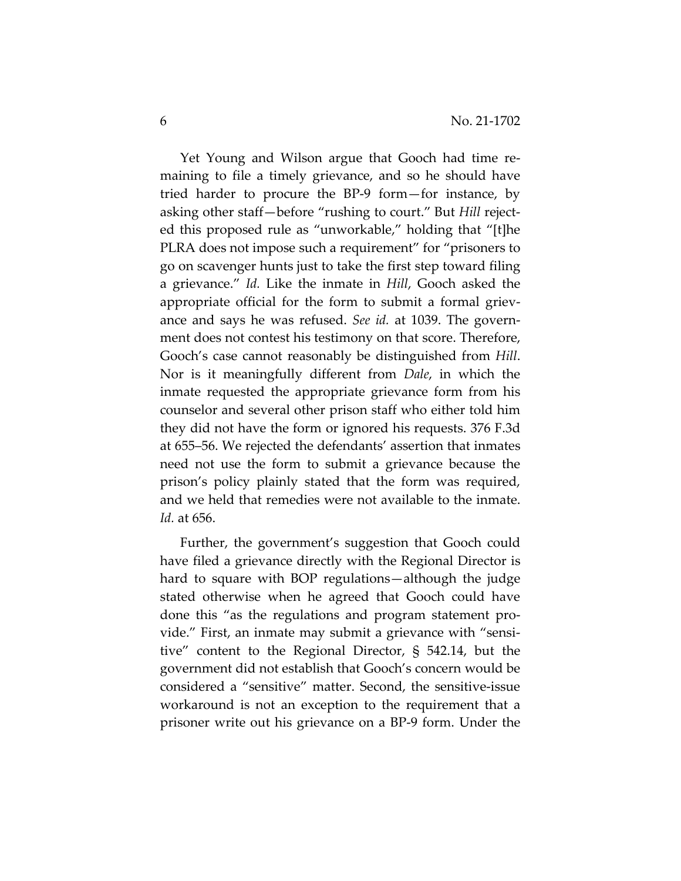Yet Young and Wilson argue that Gooch had time remaining to file a timely grievance, and so he should have tried harder to procure the BP-9 form—for instance, by asking other staff—before "rushing to court." But *Hill* rejected this proposed rule as "unworkable," holding that "[t]he PLRA does not impose such a requirement" for "prisoners to go on scavenger hunts just to take the first step toward filing a grievance." *Id.* Like the inmate in *Hill*, Gooch asked the appropriate official for the form to submit a formal grievance and says he was refused. *See id.* at 1039. The government does not contest his testimony on that score. Therefore, Gooch's case cannot reasonably be distinguished from *Hill*. Nor is it meaningfully different from *Dale*, in which the inmate requested the appropriate grievance form from his counselor and several other prison staff who either told him they did not have the form or ignored his requests. 376 F.3d at 655–56. We rejected the defendants' assertion that inmates need not use the form to submit a grievance because the prison's policy plainly stated that the form was required, and we held that remedies were not available to the inmate. *Id.* at 656.

Further, the government's suggestion that Gooch could have filed a grievance directly with the Regional Director is hard to square with BOP regulations—although the judge stated otherwise when he agreed that Gooch could have done this "as the regulations and program statement provide." First, an inmate may submit a grievance with "sensitive" content to the Regional Director, § 542.14, but the government did not establish that Gooch's concern would be considered a "sensitive" matter. Second, the sensitive-issue workaround is not an exception to the requirement that a prisoner write out his grievance on a BP-9 form. Under the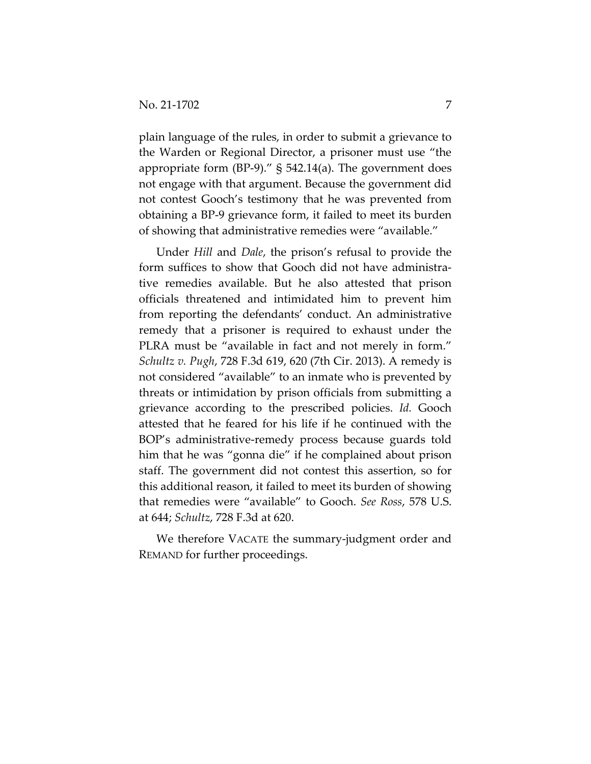plain language of the rules, in order to submit a grievance to the Warden or Regional Director, a prisoner must use "the appropriate form (BP-9)." § 542.14(a). The government does not engage with that argument. Because the government did not contest Gooch's testimony that he was prevented from obtaining a BP-9 grievance form, it failed to meet its burden of showing that administrative remedies were "available."

Under *Hill* and *Dale*, the prison's refusal to provide the form suffices to show that Gooch did not have administrative remedies available. But he also attested that prison officials threatened and intimidated him to prevent him from reporting the defendants' conduct. An administrative remedy that a prisoner is required to exhaust under the PLRA must be "available in fact and not merely in form." *Schultz v. Pugh*, 728 F.3d 619, 620 (7th Cir. 2013). A remedy is not considered "available" to an inmate who is prevented by threats or intimidation by prison officials from submitting a grievance according to the prescribed policies. *Id.* Gooch attested that he feared for his life if he continued with the BOP's administrative-remedy process because guards told him that he was "gonna die" if he complained about prison staff. The government did not contest this assertion, so for this additional reason, it failed to meet its burden of showing that remedies were "available" to Gooch. *See Ross*, 578 U.S. at 644; *Schultz*, 728 F.3d at 620.

We therefore VACATE the summary-judgment order and REMAND for further proceedings.